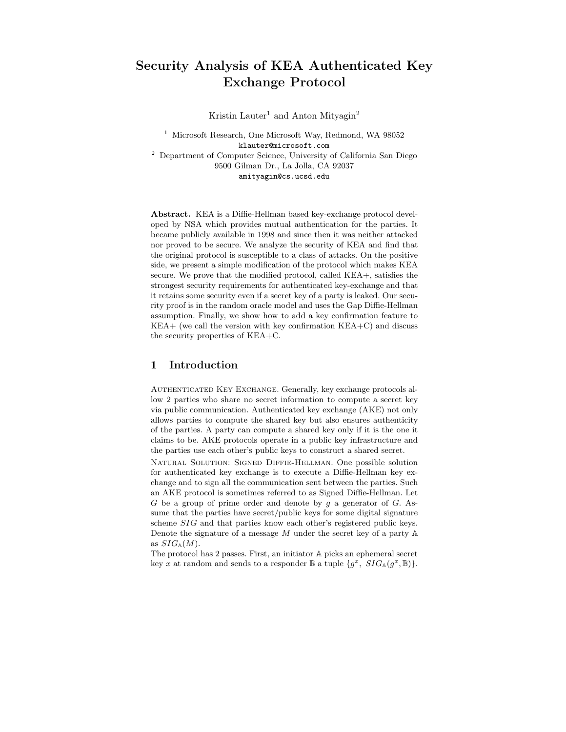# Security Analysis of KEA Authenticated Key Exchange Protocol

Kristin Lauter[1] and Anton Mityagin[2]

[1] Microsoft Research, One Microsoft Way, Redmond, WA 98052
klauter@microsoft.com

[2] Department of Computer Science, University of California San Diego
9500 Gilman Dr., La Jolla, CA 92037
amityagin@cs.ucsd.edu

**Abstract.** KEA is a Diffie-Hellman based key-exchange protocol developed by NSA which provides mutual authentication for the parties. It became publicly available in 1998 and since then it was neither attacked nor proved to be secure. We analyze the security of KEA and find that the original protocol is susceptible to a class of attacks. On the positive side, we present a simple modification of the protocol which makes KEA secure. We prove that the modified protocol, called KEA+, satisfies the strongest security requirements for authenticated key-exchange and that it retains some security even if a secret key of a party is leaked. Our security proof is in the random oracle model and uses the Gap Diffie-Hellman assumption. Finally, we show how to add a key confirmation feature to KEA+ (we call the version with key confirmation KEA+C) and discuss the security properties of KEA+C.

## 1 Introduction

Authenticated Key Exchange. Generally, key exchange protocols allow 2 parties who share no secret information to compute a secret key via public communication. Authenticated key exchange (AKE) not only allows parties to compute the shared key but also ensures authenticity of the parties. A party can compute a shared key only if it is the one it claims to be. AKE protocols operate in a public key infrastructure and the parties use each other's public keys to construct a shared secret.

Natural Solution: Signed Diffie-Hellman. One possible solution for authenticated key exchange is to execute a Diffie-Hellman key exchange and to sign all the communication sent between the parties. Such an AKE protocol is sometimes referred to as Signed Diffie-Hellman. Let $G$ be a group of prime order and denote by $g$ a generator of $G$. Assume that the parties have secret/public keys for some digital signature scheme $SIG$ and that parties know each other's registered public keys. Denote the signature of a message $M$ under the secret key of a party $\mathbb{A}$ as $SIG_{\mathbb{A}}(M)$.

The protocol has 2 passes. First, an initiator $\mathbb{A}$ picks an ephemeral secret key $x$ at random and sends to a responder $\mathbb{B}$ a tuple $\{g^x,\ SIG_{\mathbb{A}}(g^x, \mathbb{B})\}$.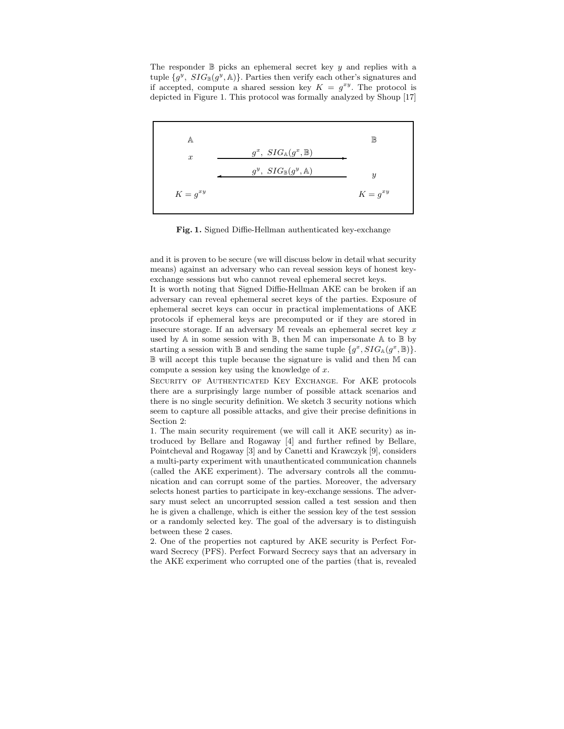The responder $\mathbb{B}$ picks an ephemeral secret key $y$ and replies with a tuple $\{g^y,\ SIG_{\mathbb{B}}(g^y, \mathbb{A})\}$. Parties then verify each other's signatures and if accepted, compute a shared session key $K = g^{xy}$. The protocol is depicted in Figure 1. This protocol was formally analyzed by Shoup [17]

| $\mathbb{A}$ | | $\mathbb{B}$ |
|---|---|---|
| $x$ | $g^x,\ SIG_{\mathbb{A}}(g^x, \mathbb{B})$ $\longrightarrow$ | |
| | $\longleftarrow$ $g^y,\ SIG_{\mathbb{B}}(g^y, \mathbb{A})$ | $y$ |
| $K = g^{xy}$ | | $K = g^{xy}$ |

**Fig. 1.** Signed Diffie-Hellman authenticated key-exchange

and it is proven to be secure (we will discuss below in detail what security means) against an adversary who can reveal session keys of honest key-exchange sessions but who cannot reveal ephemeral secret keys.

It is worth noting that Signed Diffie-Hellman AKE can be broken if an adversary can reveal ephemeral secret keys of the parties. Exposure of ephemeral secret keys can occur in practical implementations of AKE protocols if ephemeral keys are precomputed or if they are stored in insecure storage. If an adversary $\mathbb{M}$ reveals an ephemeral secret key $x$ used by $\mathbb{A}$ in some session with $\mathbb{B}$, then $\mathbb{M}$ can impersonate $\mathbb{A}$ to $\mathbb{B}$ by starting a session with $\mathbb{B}$ and sending the same tuple $\{g^x, SIG_{\mathbb{A}}(g^x, \mathbb{B})\}$. $\mathbb{B}$ will accept this tuple because the signature is valid and then $\mathbb{M}$ can compute a session key using the knowledge of $x$.

Security of Authenticated Key Exchange. For AKE protocols there are a surprisingly large number of possible attack scenarios and there is no single security definition. We sketch 3 security notions which seem to capture all possible attacks, and give their precise definitions in Section 2:

1. The main security requirement (we will call it AKE security) as introduced by Bellare and Rogaway [4] and further refined by Bellare, Pointcheval and Rogaway [3] and by Canetti and Krawczyk [9], considers a multi-party experiment with unauthenticated communication channels (called the AKE experiment). The adversary controls all the communication and can corrupt some of the parties. Moreover, the adversary selects honest parties to participate in key-exchange sessions. The adversary must select an uncorrupted session called a test session and then he is given a challenge, which is either the session key of the test session or a randomly selected key. The goal of the adversary is to distinguish between these 2 cases.

2. One of the properties not captured by AKE security is Perfect Forward Secrecy (PFS). Perfect Forward Secrecy says that an adversary in the AKE experiment who corrupted one of the parties (that is, revealed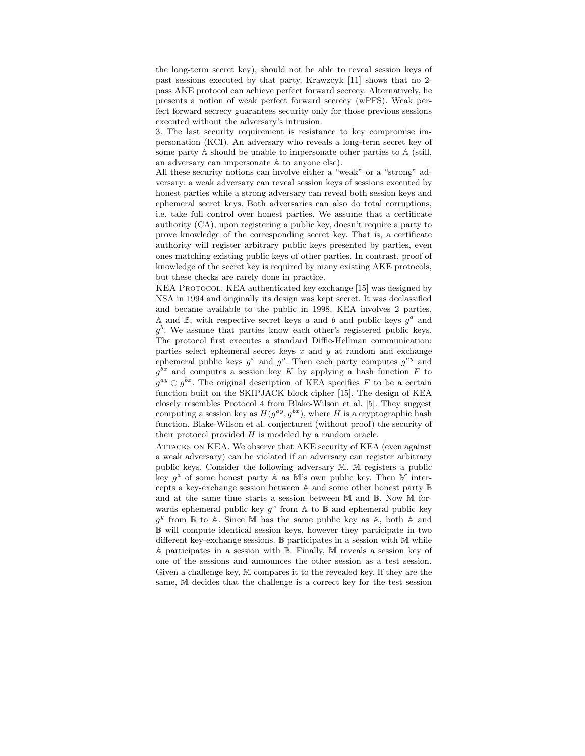the long-term secret key), should not be able to reveal session keys of past sessions executed by that party. Krawzcyk [11] shows that no 2-pass AKE protocol can achieve perfect forward secrecy. Alternatively, he presents a notion of weak perfect forward secrecy (wPFS). Weak perfect forward secrecy guarantees security only for those previous sessions executed without the adversary's intrusion.

3. The last security requirement is resistance to key compromise impersonation (KCI). An adversary who reveals a long-term secret key of some party $\mathbb{A}$ should be unable to impersonate other parties to $\mathbb{A}$ (still, an adversary can impersonate $\mathbb{A}$ to anyone else).

All these security notions can involve either a "weak" or a "strong" adversary: a weak adversary can reveal session keys of sessions executed by honest parties while a strong adversary can reveal both session keys and ephemeral secret keys. Both adversaries can also do total corruptions, i.e. take full control over honest parties. We assume that a certificate authority (CA), upon registering a public key, doesn't require a party to prove knowledge of the corresponding secret key. That is, a certificate authority will register arbitrary public keys presented by parties, even ones matching existing public keys of other parties. In contrast, proof of knowledge of the secret key is required by many existing AKE protocols, but these checks are rarely done in practice.

KEA Protocol. KEA authenticated key exchange [15] was designed by NSA in 1994 and originally its design was kept secret. It was declassified and became available to the public in 1998. KEA involves 2 parties, $\mathbb{A}$ and $\mathbb{B}$, with respective secret keys $a$ and $b$ and public keys $g^a$ and $g^b$. We assume that parties know each other's registered public keys. The protocol first executes a standard Diffie-Hellman communication: parties select ephemeral secret keys $x$ and $y$ at random and exchange ephemeral public keys $g^x$ and $g^y$. Then each party computes $g^{ay}$ and $g^{bx}$ and computes a session key $K$ by applying a hash function $F$ to $g^{ay} \oplus g^{bx}$. The original description of KEA specifies $F$ to be a certain function built on the SKIPJACK block cipher [15]. The design of KEA closely resembles Protocol 4 from Blake-Wilson et al. [5]. They suggest computing a session key as $H(g^{ay}, g^{bx})$, where $H$ is a cryptographic hash function. Blake-Wilson et al. conjectured (without proof) the security of their protocol provided $H$ is modeled by a random oracle.

Attacks on KEA. We observe that AKE security of KEA (even against a weak adversary) can be violated if an adversary can register arbitrary public keys. Consider the following adversary $\mathbb{M}$. $\mathbb{M}$ registers a public key $g^a$ of some honest party $\mathbb{A}$ as $\mathbb{M}$'s own public key. Then $\mathbb{M}$ intercepts a key-exchange session between $\mathbb{A}$ and some other honest party $\mathbb{B}$ and at the same time starts a session between $\mathbb{M}$ and $\mathbb{B}$. Now $\mathbb{M}$ forwards ephemeral public key $g^x$ from $\mathbb{A}$ to $\mathbb{B}$ and ephemeral public key $g^y$ from $\mathbb{B}$ to $\mathbb{A}$. Since $\mathbb{M}$ has the same public key as $\mathbb{A}$, both $\mathbb{A}$ and $\mathbb{B}$ will compute identical session keys, however they participate in two different key-exchange sessions. $\mathbb{B}$ participates in a session with $\mathbb{M}$ while $\mathbb{A}$ participates in a session with $\mathbb{B}$. Finally, $\mathbb{M}$ reveals a session key of one of the sessions and announces the other session as a test session. Given a challenge key, $\mathbb{M}$ compares it to the revealed key. If they are the same, $\mathbb{M}$ decides that the challenge is a correct key for the test session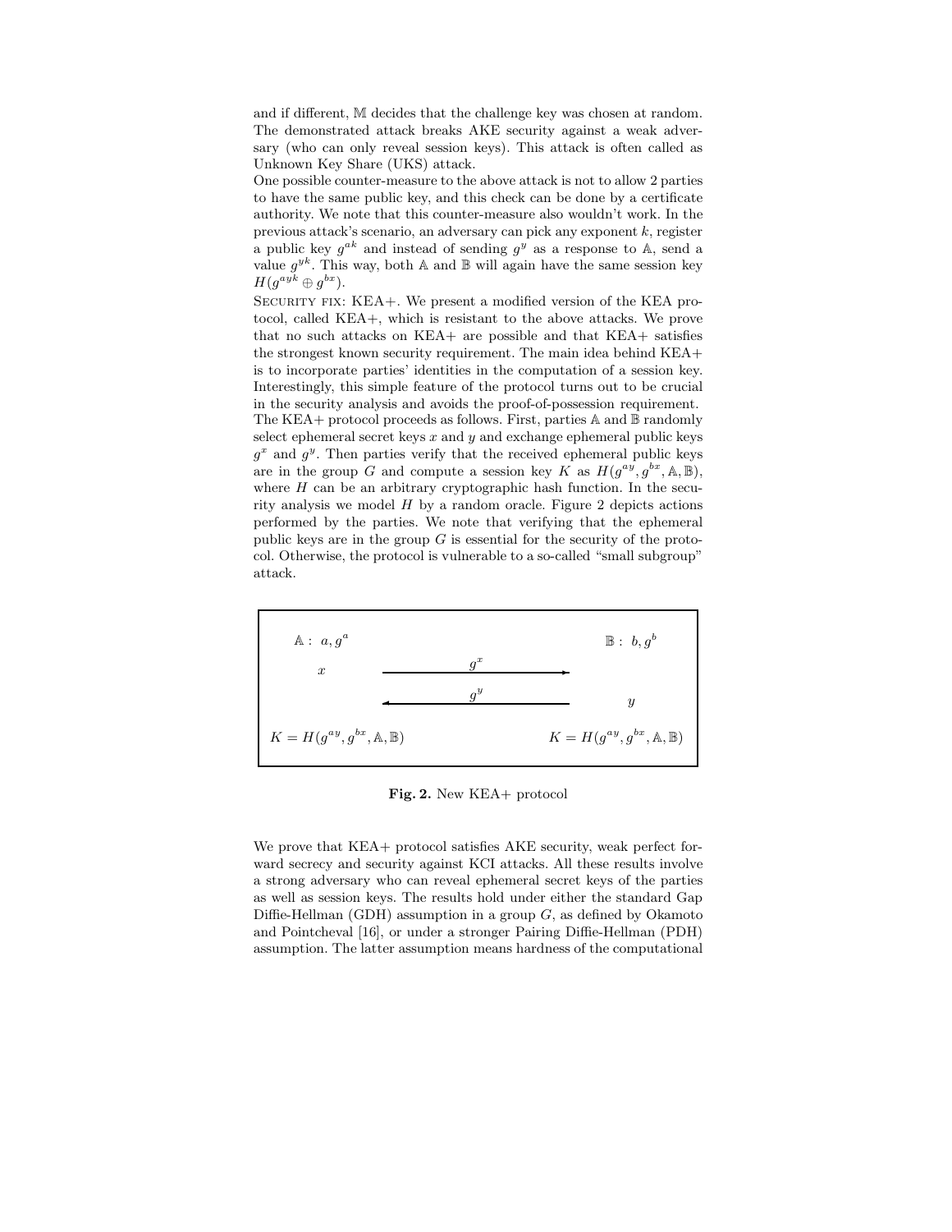and if different, $\mathbb{M}$ decides that the challenge key was chosen at random. The demonstrated attack breaks AKE security against a weak adversary (who can only reveal session keys). This attack is often called as Unknown Key Share (UKS) attack.

One possible counter-measure to the above attack is not to allow 2 parties to have the same public key, and this check can be done by a certificate authority. We note that this counter-measure also wouldn't work. In the previous attack's scenario, an adversary can pick any exponent $k$, register a public key $g^{ak}$ and instead of sending $g^y$ as a response to $\mathbb{A}$, send a value $g^{yk}$. This way, both $\mathbb{A}$ and $\mathbb{B}$ will again have the same session key $H(g^{ayk} \oplus g^{bx})$.

Security fix: KEA+. We present a modified version of the KEA protocol, called KEA+, which is resistant to the above attacks. We prove that no such attacks on KEA+ are possible and that KEA+ satisfies the strongest known security requirement. The main idea behind KEA+ is to incorporate parties' identities in the computation of a session key. Interestingly, this simple feature of the protocol turns out to be crucial in the security analysis and avoids the proof-of-possession requirement.

The KEA+ protocol proceeds as follows. First, parties $\mathbb{A}$ and $\mathbb{B}$ randomly select ephemeral secret keys $x$ and $y$ and exchange ephemeral public keys $g^x$ and $g^y$. Then parties verify that the received ephemeral public keys are in the group $G$ and compute a session key $K$ as $H(g^{ay}, g^{bx}, \mathbb{A}, \mathbb{B})$, where $H$ can be an arbitrary cryptographic hash function. In the security analysis we model $H$ by a random oracle. Figure 2 depicts actions performed by the parties. We note that verifying that the ephemeral public keys are in the group $G$ is essential for the security of the protocol. Otherwise, the protocol is vulnerable to a so-called "small subgroup" attack.

| $\mathbb{A}: \ a, g^a$ | | $\mathbb{B}: \ b, g^b$ |
|---|---|---|
| $x$ | $\xrightarrow{\quad g^x \quad}$ | |
| | $\xleftarrow{\quad g^y \quad}$ | $y$ |
| $K = H(g^{ay}, g^{bx}, \mathbb{A}, \mathbb{B})$ | | $K = H(g^{ay}, g^{bx}, \mathbb{A}, \mathbb{B})$ |

**Fig. 2.** New KEA+ protocol

We prove that KEA+ protocol satisfies AKE security, weak perfect forward secrecy and security against KCI attacks. All these results involve a strong adversary who can reveal ephemeral secret keys of the parties as well as session keys. The results hold under either the standard Gap Diffie-Hellman (GDH) assumption in a group $G$, as defined by Okamoto and Pointcheval [16], or under a stronger Pairing Diffie-Hellman (PDH) assumption. The latter assumption means hardness of the computational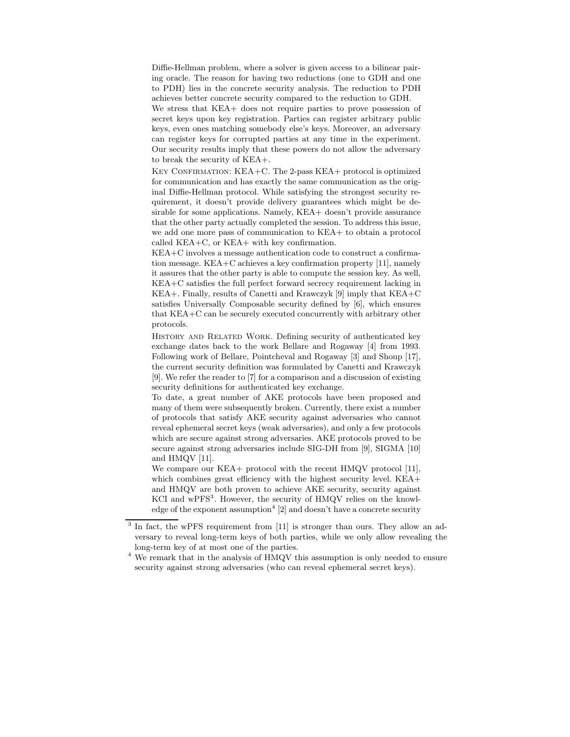Diffie-Hellman problem, where a solver is given access to a bilinear pairing oracle. The reason for having two reductions (one to GDH and one to PDH) lies in the concrete security analysis. The reduction to PDH achieves better concrete security compared to the reduction to GDH.

We stress that KEA+ does not require parties to prove possession of secret keys upon key registration. Parties can register arbitrary public keys, even ones matching somebody else's keys. Moreover, an adversary can register keys for corrupted parties at any time in the experiment. Our security results imply that these powers do not allow the adversary to break the security of KEA+.

Key Confirmation: KEA+C. The 2-pass KEA+ protocol is optimized for communication and has exactly the same communication as the original Diffie-Hellman protocol. While satisfying the strongest security requirement, it doesn't provide delivery guarantees which might be desirable for some applications. Namely, KEA+ doesn't provide assurance that the other party actually completed the session. To address this issue, we add one more pass of communication to KEA+ to obtain a protocol called KEA+C, or KEA+ with key confirmation.

KEA+C involves a message authentication code to construct a confirmation message. KEA+C achieves a key confirmation property [11], namely it assures that the other party is able to compute the session key. As well, KEA+C satisfies the full perfect forward secrecy requirement lacking in KEA+. Finally, results of Canetti and Krawczyk [9] imply that KEA+C satisfies Universally Composable security defined by [6], which ensures that KEA+C can be securely executed concurrently with arbitrary other protocols.

History and Related Work. Defining security of authenticated key exchange dates back to the work Bellare and Rogaway [4] from 1993. Following work of Bellare, Pointcheval and Rogaway [3] and Shoup [17], the current security definition was formulated by Canetti and Krawczyk [9]. We refer the reader to [7] for a comparison and a discussion of existing security definitions for authenticated key exchange.

To date, a great number of AKE protocols have been proposed and many of them were subsequently broken. Currently, there exist a number of protocols that satisfy AKE security against adversaries who cannot reveal ephemeral secret keys (weak adversaries), and only a few protocols which are secure against strong adversaries. AKE protocols proved to be secure against strong adversaries include SIG-DH from [9], SIGMA [10] and HMQV [11].

We compare our KEA+ protocol with the recent HMQV protocol [11], which combines great efficiency with the highest security level. KEA+ and HMQV are both proven to achieve AKE security, security against KCI and wPFS[3]. However, the security of HMQV relies on the knowledge of the exponent assumption[4] [2] and doesn't have a concrete security

---

[3] In fact, the wPFS requirement from [11] is stronger than ours. They allow an adversary to reveal long-term keys of both parties, while we only allow revealing the long-term key of at most one of the parties.

[4] We remark that in the analysis of HMQV this assumption is only needed to ensure security against strong adversaries (who can reveal ephemeral secret keys).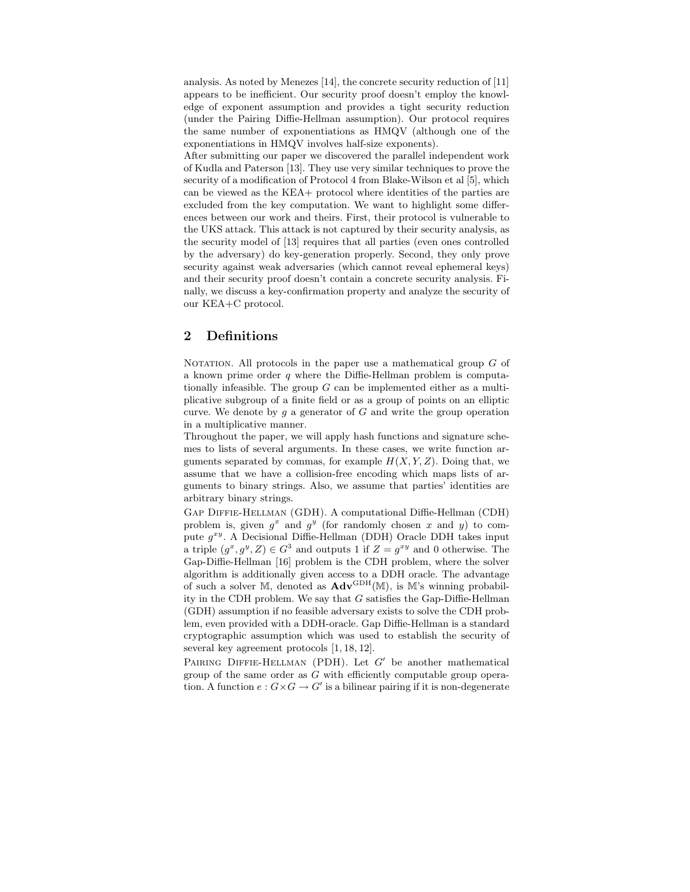analysis. As noted by Menezes [14], the concrete security reduction of [11] appears to be inefficient. Our security proof doesn't employ the knowledge of exponent assumption and provides a tight security reduction (under the Pairing Diffie-Hellman assumption). Our protocol requires the same number of exponentiations as HMQV (although one of the exponentiations in HMQV involves half-size exponents).

After submitting our paper we discovered the parallel independent work of Kudla and Paterson [13]. They use very similar techniques to prove the security of a modification of Protocol 4 from Blake-Wilson et al [5], which can be viewed as the KEA+ protocol where identities of the parties are excluded from the key computation. We want to highlight some differences between our work and theirs. First, their protocol is vulnerable to the UKS attack. This attack is not captured by their security analysis, as the security model of [13] requires that all parties (even ones controlled by the adversary) do key-generation properly. Second, they only prove security against weak adversaries (which cannot reveal ephemeral keys) and their security proof doesn't contain a concrete security analysis. Finally, we discuss a key-confirmation property and analyze the security of our KEA+C protocol.

## 2 Definitions

Notation. All protocols in the paper use a mathematical group $G$ of a known prime order $q$ where the Diffie-Hellman problem is computationally infeasible. The group $G$ can be implemented either as a multiplicative subgroup of a finite field or as a group of points on an elliptic curve. We denote by $g$ a generator of $G$ and write the group operation in a multiplicative manner.

Throughout the paper, we will apply hash functions and signature schemes to lists of several arguments. In these cases, we write function arguments separated by commas, for example $H(X, Y, Z)$. Doing that, we assume that we have a collision-free encoding which maps lists of arguments to binary strings. Also, we assume that parties' identities are arbitrary binary strings.

Gap Diffie-Hellman (GDH). A computational Diffie-Hellman (CDH) problem is, given $g^x$ and $g^y$ (for randomly chosen $x$ and $y$) to compute $g^{xy}$. A Decisional Diffie-Hellman (DDH) Oracle DDH takes input a triple $(g^x, g^y, Z) \in G^3$ and outputs 1 if $Z = g^{xy}$ and 0 otherwise. The Gap-Diffie-Hellman [16] problem is the CDH problem, where the solver algorithm is additionally given access to a DDH oracle. The advantage of such a solver $\mathbb{M}$, denoted as $\mathbf{Adv}^{\mathrm{GDH}}(\mathbb{M})$, is $\mathbb{M}$'s winning probability in the CDH problem. We say that $G$ satisfies the Gap-Diffie-Hellman (GDH) assumption if no feasible adversary exists to solve the CDH problem, even provided with a DDH-oracle. Gap Diffie-Hellman is a standard cryptographic assumption which was used to establish the security of several key agreement protocols [1, 18, 12].

Pairing Diffie-Hellman (PDH). Let $G'$ be another mathematical group of the same order as $G$ with efficiently computable group operation. A function $e : G \times G \rightarrow G'$ is a bilinear pairing if it is non-degenerate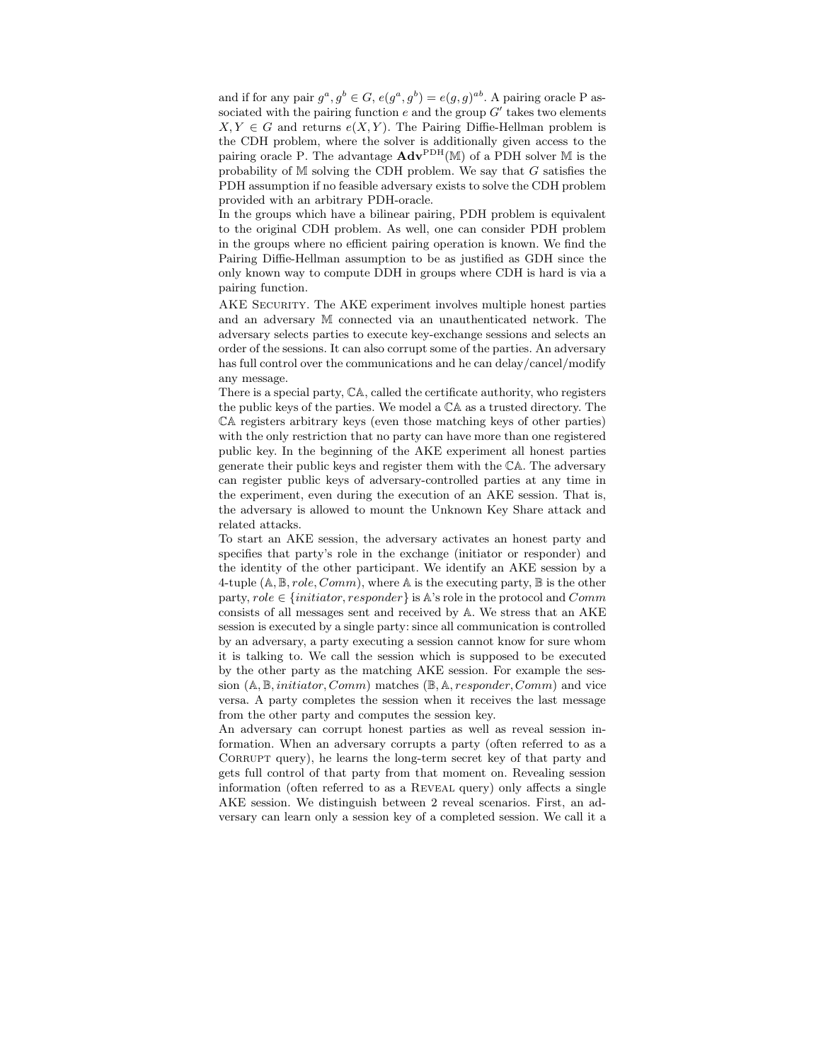and if for any pair $g^a, g^b \in G$, $e(g^a, g^b) = e(g, g)^{ab}$. A pairing oracle P associated with the pairing function $e$ and the group $G'$ takes two elements $X, Y \in G$ and returns $e(X, Y)$. The Pairing Diffie-Hellman problem is the CDH problem, where the solver is additionally given access to the pairing oracle P. The advantage $\mathbf{Adv}^{\text{PDH}}(\mathbb{M})$ of a PDH solver $\mathbb{M}$ is the probability of $\mathbb{M}$ solving the CDH problem. We say that $G$ satisfies the PDH assumption if no feasible adversary exists to solve the CDH problem provided with an arbitrary PDH-oracle.

In the groups which have a bilinear pairing, PDH problem is equivalent to the original CDH problem. As well, one can consider PDH problem in the groups where no efficient pairing operation is known. We find the Pairing Diffie-Hellman assumption to be as justified as GDH since the only known way to compute DDH in groups where CDH is hard is via a pairing function.

AKE Security. The AKE experiment involves multiple honest parties and an adversary $\mathbb{M}$ connected via an unauthenticated network. The adversary selects parties to execute key-exchange sessions and selects an order of the sessions. It can also corrupt some of the parties. An adversary has full control over the communications and he can delay/cancel/modify any message.

There is a special party, $\mathbb{CA}$, called the certificate authority, who registers the public keys of the parties. We model a $\mathbb{CA}$ as a trusted directory. The $\mathbb{CA}$ registers arbitrary keys (even those matching keys of other parties) with the only restriction that no party can have more than one registered public key. In the beginning of the AKE experiment all honest parties generate their public keys and register them with the $\mathbb{CA}$. The adversary can register public keys of adversary-controlled parties at any time in the experiment, even during the execution of an AKE session. That is, the adversary is allowed to mount the Unknown Key Share attack and related attacks.

To start an AKE session, the adversary activates an honest party and specifies that party's role in the exchange (initiator or responder) and the identity of the other participant. We identify an AKE session by a 4-tuple $(\mathbb{A}, \mathbb{B}, role, Comm)$, where $\mathbb{A}$ is the executing party, $\mathbb{B}$ is the other party, $role \in \{initiator, responder\}$ is $\mathbb{A}$'s role in the protocol and $Comm$ consists of all messages sent and received by $\mathbb{A}$. We stress that an AKE session is executed by a single party: since all communication is controlled by an adversary, a party executing a session cannot know for sure whom it is talking to. We call the session which is supposed to be executed by the other party as the matching AKE session. For example the session $(\mathbb{A}, \mathbb{B}, initiator, Comm)$ matches $(\mathbb{B}, \mathbb{A}, responder, Comm)$ and vice versa. A party completes the session when it receives the last message from the other party and computes the session key.

An adversary can corrupt honest parties as well as reveal session information. When an adversary corrupts a party (often referred to as a Corrupt query), he learns the long-term secret key of that party and gets full control of that party from that moment on. Revealing session information (often referred to as a Reveal query) only affects a single AKE session. We distinguish between 2 reveal scenarios. First, an adversary can learn only a session key of a completed session. We call it a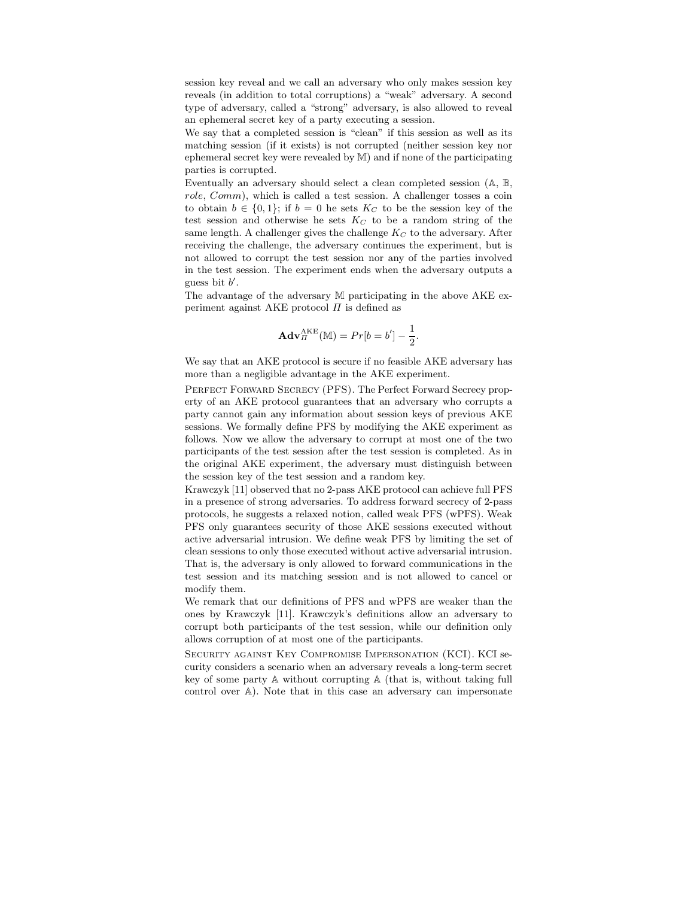session key reveal and we call an adversary who only makes session key reveals (in addition to total corruptions) a "weak" adversary. A second type of adversary, called a "strong" adversary, is also allowed to reveal an ephemeral secret key of a party executing a session.

We say that a completed session is "clean" if this session as well as its matching session (if it exists) is not corrupted (neither session key nor ephemeral secret key were revealed by $\mathbb{M}$) and if none of the participating parties is corrupted.

Eventually an adversary should select a clean completed session ($\mathbb{A}$, $\mathbb{B}$, *role*, *Comm*), which is called a test session. A challenger tosses a coin to obtain $b \in \{0, 1\}$; if $b = 0$ he sets $K_C$ to be the session key of the test session and otherwise he sets $K_C$ to be a random string of the same length. A challenger gives the challenge $K_C$ to the adversary. After receiving the challenge, the adversary continues the experiment, but is not allowed to corrupt the test session nor any of the parties involved in the test session. The experiment ends when the adversary outputs a guess bit $b'$.

The advantage of the adversary $\mathbb{M}$ participating in the above AKE experiment against AKE protocol $\Pi$ is defined as

$$\mathbf{Adv}_{\Pi}^{\mathrm{AKE}}(\mathbb{M}) = Pr[b = b'] - \frac{1}{2}.$$

We say that an AKE protocol is secure if no feasible AKE adversary has more than a negligible advantage in the AKE experiment.

Perfect Forward Secrecy (PFS). The Perfect Forward Secrecy property of an AKE protocol guarantees that an adversary who corrupts a party cannot gain any information about session keys of previous AKE sessions. We formally define PFS by modifying the AKE experiment as follows. Now we allow the adversary to corrupt at most one of the two participants of the test session after the test session is completed. As in the original AKE experiment, the adversary must distinguish between the session key of the test session and a random key.

Krawczyk [11] observed that no 2-pass AKE protocol can achieve full PFS in a presence of strong adversaries. To address forward secrecy of 2-pass protocols, he suggests a relaxed notion, called weak PFS (wPFS). Weak PFS only guarantees security of those AKE sessions executed without active adversarial intrusion. We define weak PFS by limiting the set of clean sessions to only those executed without active adversarial intrusion. That is, the adversary is only allowed to forward communications in the test session and its matching session and is not allowed to cancel or modify them.

We remark that our definitions of PFS and wPFS are weaker than the ones by Krawczyk [11]. Krawczyk's definitions allow an adversary to corrupt both participants of the test session, while our definition only allows corruption of at most one of the participants.

Security against Key Compromise Impersonation (KCI). KCI security considers a scenario when an adversary reveals a long-term secret key of some party $\mathbb{A}$ without corrupting $\mathbb{A}$ (that is, without taking full control over $\mathbb{A}$). Note that in this case an adversary can impersonate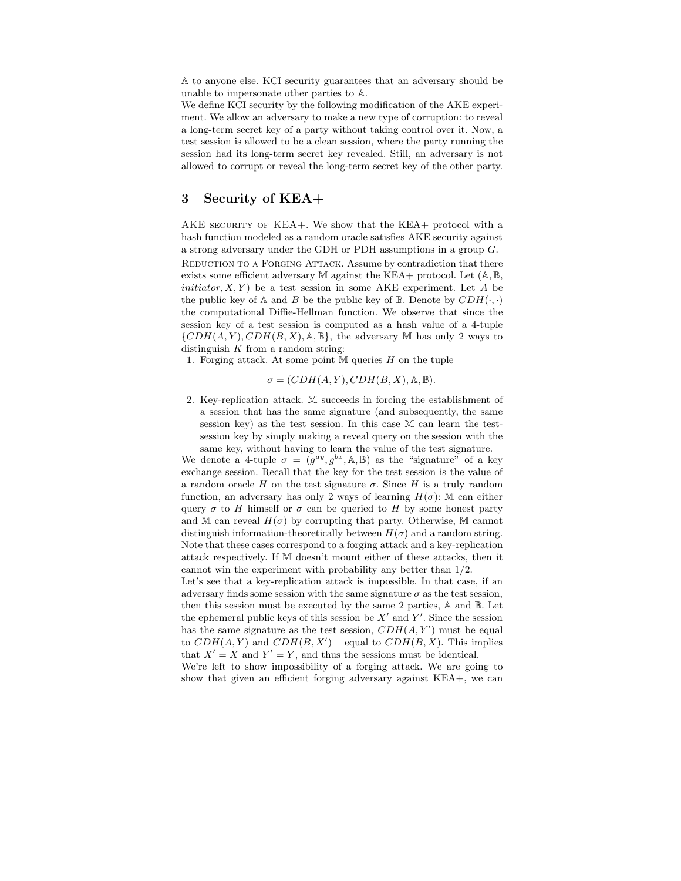$\mathbb{A}$ to anyone else. KCI security guarantees that an adversary should be unable to impersonate other parties to $\mathbb{A}$.

We define KCI security by the following modification of the AKE experiment. We allow an adversary to make a new type of corruption: to reveal a long-term secret key of a party without taking control over it. Now, a test session is allowed to be a clean session, where the party running the session had its long-term secret key revealed. Still, an adversary is not allowed to corrupt or reveal the long-term secret key of the other party.

## 3 Security of KEA+

AKE SECURITY OF KEA+. We show that the KEA+ protocol with a hash function modeled as a random oracle satisfies AKE security against a strong adversary under the GDH or PDH assumptions in a group $G$.

REDUCTION TO A FORGING ATTACK. Assume by contradiction that there exists some efficient adversary $\mathbb{M}$ against the KEA+ protocol. Let $(\mathbb{A}, \mathbb{B}, \mathit{initiator}, X, Y)$ be a test session in some AKE experiment. Let $A$ be the public key of $\mathbb{A}$ and $B$ be the public key of $\mathbb{B}$. Denote by $CDH(\cdot, \cdot)$ the computational Diffie-Hellman function. We observe that since the session key of a test session is computed as a hash value of a 4-tuple $\{CDH(A,Y), CDH(B,X), \mathbb{A}, \mathbb{B}\}$, the adversary $\mathbb{M}$ has only 2 ways to distinguish $K$ from a random string:

1. Forging attack. At some point $\mathbb{M}$ queries $H$ on the tuple
$$\sigma = (CDH(A,Y), CDH(B,X), \mathbb{A}, \mathbb{B}).$$
2. Key-replication attack. $\mathbb{M}$ succeeds in forcing the establishment of a session that has the same signature (and subsequently, the same session key) as the test session. In this case $\mathbb{M}$ can learn the test-session key by simply making a reveal query on the session with the same key, without having to learn the value of the test signature.

We denote a 4-tuple $\sigma = (g^{ay}, g^{bx}, \mathbb{A}, \mathbb{B})$ as the "signature" of a key exchange session. Recall that the key for the test session is the value of a random oracle $H$ on the test signature $\sigma$. Since $H$ is a truly random function, an adversary has only 2 ways of learning $H(\sigma)$: $\mathbb{M}$ can either query $\sigma$ to $H$ himself or $\sigma$ can be queried to $H$ by some honest party and $\mathbb{M}$ can reveal $H(\sigma)$ by corrupting that party. Otherwise, $\mathbb{M}$ cannot distinguish information-theoretically between $H(\sigma)$ and a random string. Note that these cases correspond to a forging attack and a key-replication attack respectively. If $\mathbb{M}$ doesn't mount either of these attacks, then it cannot win the experiment with probability any better than 1/2.

Let's see that a key-replication attack is impossible. In that case, if an adversary finds some session with the same signature $\sigma$ as the test session, then this session must be executed by the same 2 parties, $\mathbb{A}$ and $\mathbb{B}$. Let the ephemeral public keys of this session be $X'$ and $Y'$. Since the session has the same signature as the test session, $CDH(A, Y')$ must be equal to $CDH(A,Y)$ and $CDH(B,X')$ – equal to $CDH(B,X)$. This implies that $X' = X$ and $Y' = Y$, and thus the sessions must be identical.

We're left to show impossibility of a forging attack. We are going to show that given an efficient forging adversary against KEA+, we can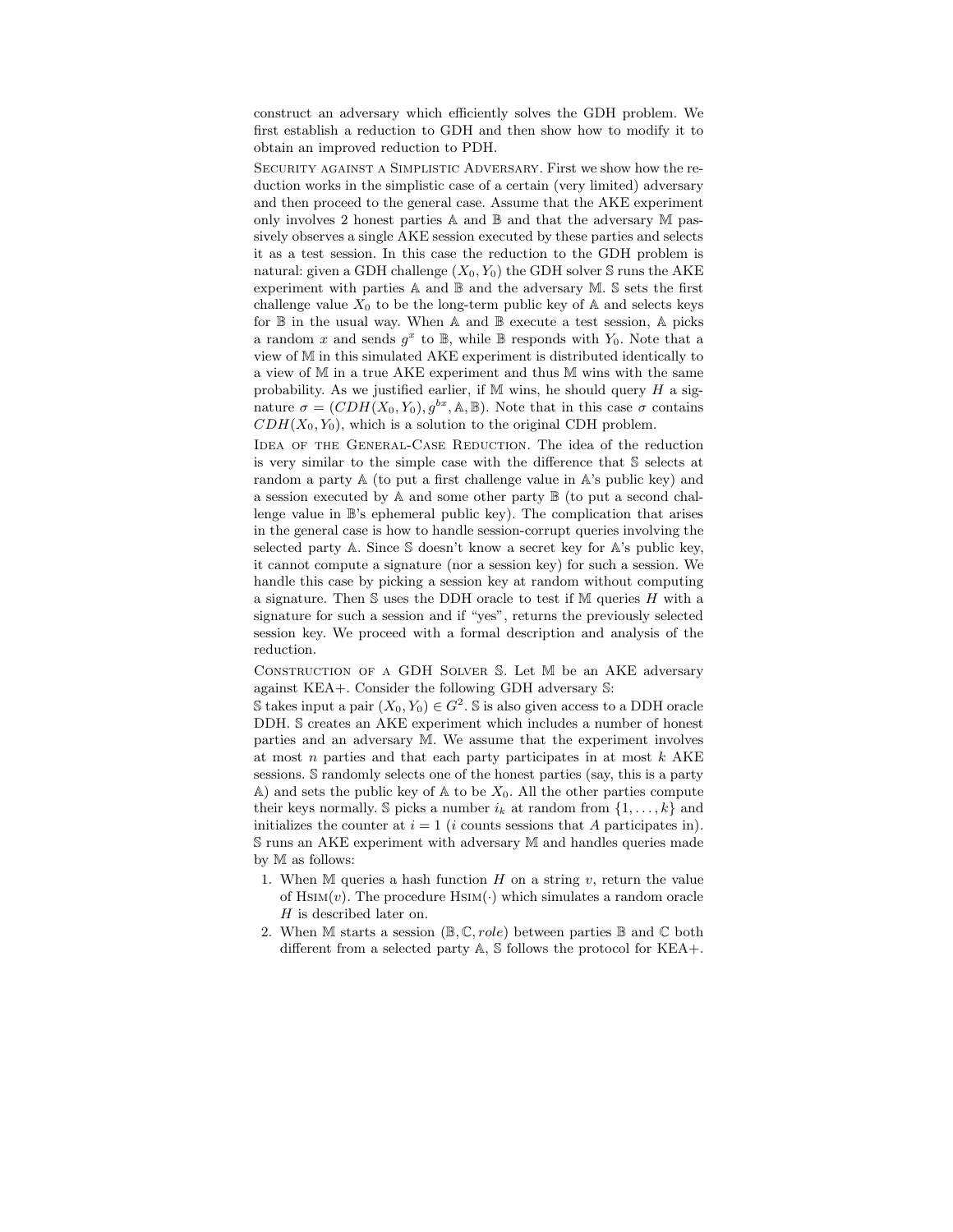construct an adversary which efficiently solves the GDH problem. We first establish a reduction to GDH and then show how to modify it to obtain an improved reduction to PDH.

Security against a Simplistic Adversary. First we show how the reduction works in the simplistic case of a certain (very limited) adversary and then proceed to the general case. Assume that the AKE experiment only involves 2 honest parties $\mathbb{A}$ and $\mathbb{B}$ and that the adversary $\mathbb{M}$ passively observes a single AKE session executed by these parties and selects it as a test session. In this case the reduction to the GDH problem is natural: given a GDH challenge $(X_0, Y_0)$ the GDH solver $\mathbb{S}$ runs the AKE experiment with parties $\mathbb{A}$ and $\mathbb{B}$ and the adversary $\mathbb{M}$. $\mathbb{S}$ sets the first challenge value $X_0$ to be the long-term public key of $\mathbb{A}$ and selects keys for $\mathbb{B}$ in the usual way. When $\mathbb{A}$ and $\mathbb{B}$ execute a test session, $\mathbb{A}$ picks a random $x$ and sends $g^x$ to $\mathbb{B}$, while $\mathbb{B}$ responds with $Y_0$. Note that a view of $\mathbb{M}$ in this simulated AKE experiment is distributed identically to a view of $\mathbb{M}$ in a true AKE experiment and thus $\mathbb{M}$ wins with the same probability. As we justified earlier, if $\mathbb{M}$ wins, he should query $H$ a signature $\sigma = (CDH(X_0, Y_0), g^{bx}, \mathbb{A}, \mathbb{B})$. Note that in this case $\sigma$ contains $CDH(X_0, Y_0)$, which is a solution to the original CDH problem.

Idea of the General-Case Reduction. The idea of the reduction is very similar to the simple case with the difference that $\mathbb{S}$ selects at random a party $\mathbb{A}$ (to put a first challenge value in $\mathbb{A}$'s public key) and a session executed by $\mathbb{A}$ and some other party $\mathbb{B}$ (to put a second challenge value in $\mathbb{B}$'s ephemeral public key). The complication that arises in the general case is how to handle session-corrupt queries involving the selected party $\mathbb{A}$. Since $\mathbb{S}$ doesn't know a secret key for $\mathbb{A}$'s public key, it cannot compute a signature (nor a session key) for such a session. We handle this case by picking a session key at random without computing a signature. Then $\mathbb{S}$ uses the DDH oracle to test if $\mathbb{M}$ queries $H$ with a signature for such a session and if "yes", returns the previously selected session key. We proceed with a formal description and analysis of the reduction.

Construction of a GDH Solver $\mathbb{S}$. Let $\mathbb{M}$ be an AKE adversary against KEA+. Consider the following GDH adversary $\mathbb{S}$:

$\mathbb{S}$ takes input a pair $(X_0, Y_0) \in G^2$. $\mathbb{S}$ is also given access to a DDH oracle DDH. $\mathbb{S}$ creates an AKE experiment which includes a number of honest parties and an adversary $\mathbb{M}$. We assume that the experiment involves at most $n$ parties and that each party participates in at most $k$ AKE sessions. $\mathbb{S}$ randomly selects one of the honest parties (say, this is a party $\mathbb{A}$) and sets the public key of $\mathbb{A}$ to be $X_0$. All the other parties compute their keys normally. $\mathbb{S}$ picks a number $i_k$ at random from $\{1, \ldots, k\}$ and initializes the counter at $i = 1$ ($i$ counts sessions that $A$ participates in). $\mathbb{S}$ runs an AKE experiment with adversary $\mathbb{M}$ and handles queries made by $\mathbb{M}$ as follows:

1. When $\mathbb{M}$ queries a hash function $H$ on a string $v$, return the value of Hsim($v$). The procedure Hsim($\cdot$) which simulates a random oracle $H$ is described later on.
2. When $\mathbb{M}$ starts a session $(\mathbb{B}, \mathbb{C}, role)$ between parties $\mathbb{B}$ and $\mathbb{C}$ both different from a selected party $\mathbb{A}$, $\mathbb{S}$ follows the protocol for KEA+.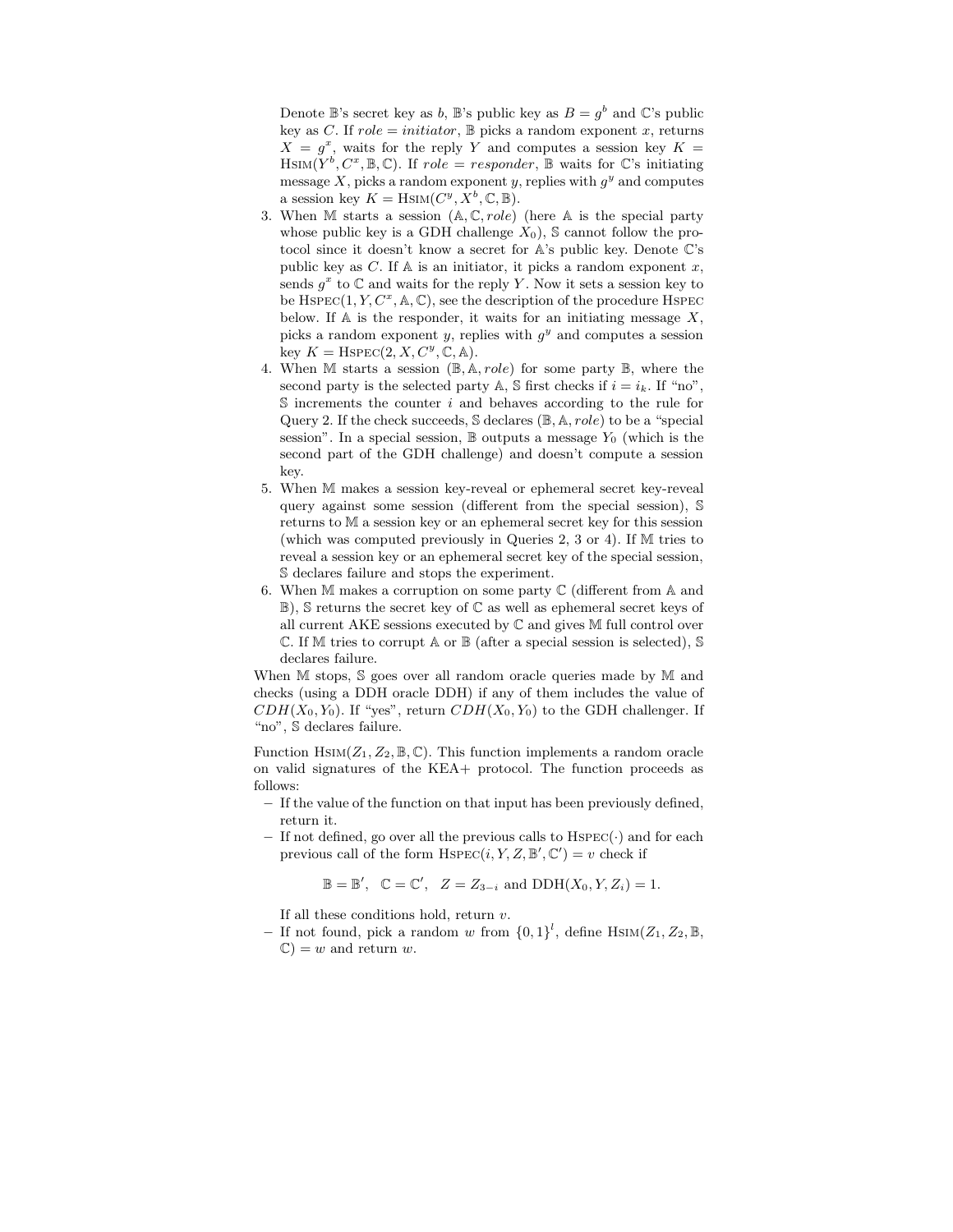Denote $\mathbb{B}$'s secret key as $b$, $\mathbb{B}$'s public key as $B = g^b$ and $\mathbb{C}$'s public key as $C$. If $role = initiator$, $\mathbb{B}$ picks a random exponent $x$, returns $X = g^x$, waits for the reply $Y$ and computes a session key $K = \text{HSIM}(Y^b, C^x, \mathbb{B}, \mathbb{C})$. If $role = responder$, $\mathbb{B}$ waits for $\mathbb{C}$'s initiating message $X$, picks a random exponent $y$, replies with $g^y$ and computes a session key $K = \text{HSIM}(C^y, X^b, \mathbb{C}, \mathbb{B})$.

3. When $\mathbb{M}$ starts a session $(\mathbb{A}, \mathbb{C}, role)$ (here $\mathbb{A}$ is the special party whose public key is a GDH challenge $X_0$), $\mathbb{S}$ cannot follow the protocol since it doesn't know a secret for $\mathbb{A}$'s public key. Denote $\mathbb{C}$'s public key as $C$. If $\mathbb{A}$ is an initiator, it picks a random exponent $x$, sends $g^x$ to $\mathbb{C}$ and waits for the reply $Y$. Now it sets a session key to be $\text{HSPEC}(1, Y, C^x, \mathbb{A}, \mathbb{C})$, see the description of the procedure HSPEC below. If $\mathbb{A}$ is the responder, it waits for an initiating message $X$, picks a random exponent $y$, replies with $g^y$ and computes a session key $K = \text{HSPEC}(2, X, C^y, \mathbb{C}, \mathbb{A})$.
4. When $\mathbb{M}$ starts a session $(\mathbb{B}, \mathbb{A}, role)$ for some party $\mathbb{B}$, where the second party is the selected party $\mathbb{A}$, $\mathbb{S}$ first checks if $i = i_k$. If "no", $\mathbb{S}$ increments the counter $i$ and behaves according to the rule for Query 2. If the check succeeds, $\mathbb{S}$ declares $(\mathbb{B}, \mathbb{A}, role)$ to be a "special session". In a special session, $\mathbb{B}$ outputs a message $Y_0$ (which is the second part of the GDH challenge) and doesn't compute a session key.
5. When $\mathbb{M}$ makes a session key-reveal or ephemeral secret key-reveal query against some session (different from the special session), $\mathbb{S}$ returns to $\mathbb{M}$ a session key or an ephemeral secret key for this session (which was computed previously in Queries 2, 3 or 4). If $\mathbb{M}$ tries to reveal a session key or an ephemeral secret key of the special session, $\mathbb{S}$ declares failure and stops the experiment.
6. When $\mathbb{M}$ makes a corruption on some party $\mathbb{C}$ (different from $\mathbb{A}$ and $\mathbb{B}$), $\mathbb{S}$ returns the secret key of $\mathbb{C}$ as well as ephemeral secret keys of all current AKE sessions executed by $\mathbb{C}$ and gives $\mathbb{M}$ full control over $\mathbb{C}$. If $\mathbb{M}$ tries to corrupt $\mathbb{A}$ or $\mathbb{B}$ (after a special session is selected), $\mathbb{S}$ declares failure.

When $\mathbb{M}$ stops, $\mathbb{S}$ goes over all random oracle queries made by $\mathbb{M}$ and checks (using a DDH oracle DDH) if any of them includes the value of $CDH(X_0, Y_0)$. If "yes", return $CDH(X_0, Y_0)$ to the GDH challenger. If "no", $\mathbb{S}$ declares failure.

Function $\text{HSIM}(Z_1, Z_2, \mathbb{B}, \mathbb{C})$. This function implements a random oracle on valid signatures of the KEA+ protocol. The function proceeds as follows:

- If the value of the function on that input has been previously defined, return it.
- If not defined, go over all the previous calls to $\text{HSPEC}(\cdot)$ and for each previous call of the form $\text{HSPEC}(i, Y, Z, \mathbb{B}', \mathbb{C}') = v$ check if

$$\mathbb{B} = \mathbb{B}', \quad \mathbb{C} = \mathbb{C}', \quad Z = Z_{3-i} \text{ and } \text{DDH}(X_0, Y, Z_i) = 1.$$

  If all these conditions hold, return $v$.
- If not found, pick a random $w$ from $\{0,1\}^l$, define $\text{HSIM}(Z_1, Z_2, \mathbb{B}, \mathbb{C}) = w$ and return $w$.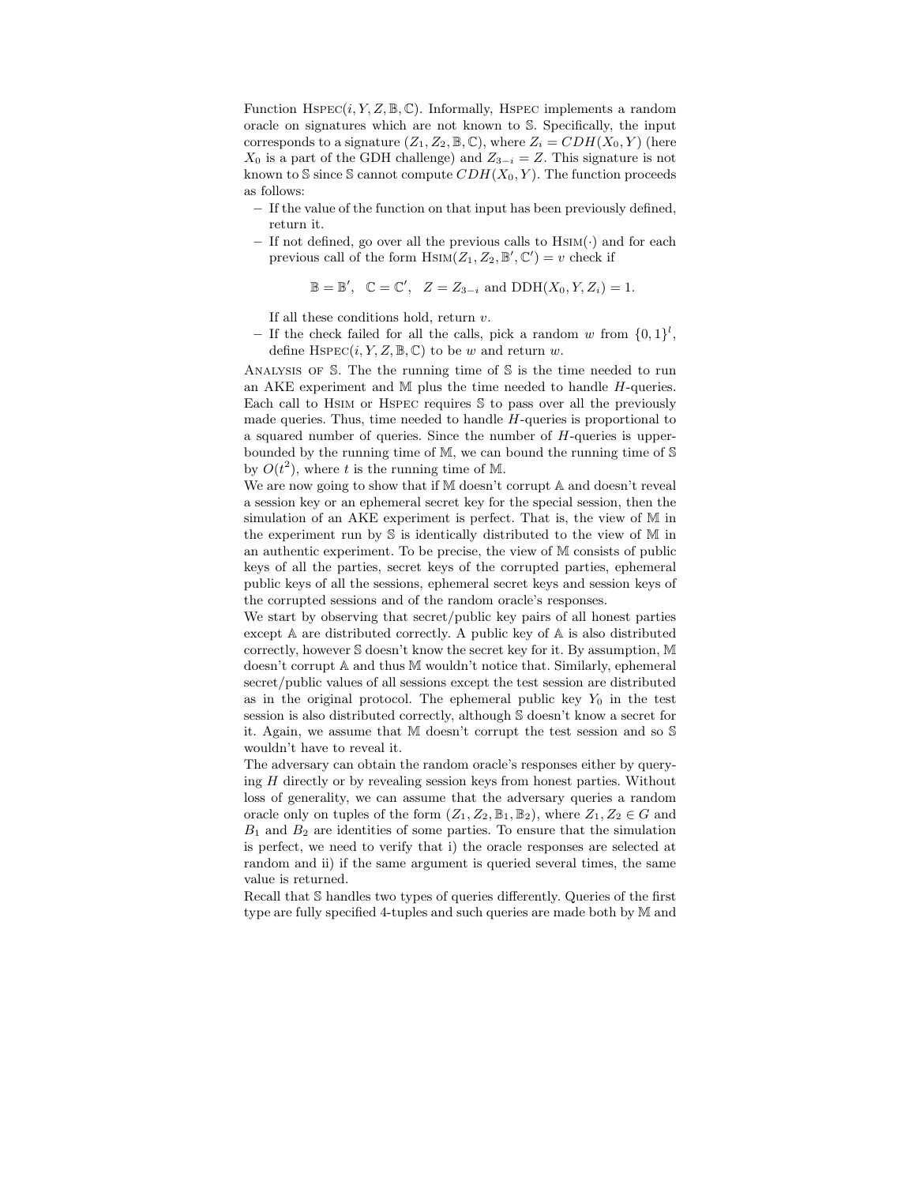Function $\text{HSPEC}(i, Y, Z, \mathbb{B}, \mathbb{C})$. Informally, HSPEC implements a random oracle on signatures which are not known to $\mathbb{S}$. Specifically, the input corresponds to a signature $(Z_1, Z_2, \mathbb{B}, \mathbb{C})$, where $Z_i = CDH(X_0, Y)$ (here $X_0$ is a part of the GDH challenge) and $Z_{3-i} = Z$. This signature is not known to $\mathbb{S}$ since $\mathbb{S}$ cannot compute $CDH(X_0, Y)$. The function proceeds as follows:

- If the value of the function on that input has been previously defined, return it.
- If not defined, go over all the previous calls to $\text{HSIM}(\cdot)$ and for each previous call of the form $\text{HSIM}(Z_1, Z_2, \mathbb{B}', \mathbb{C}') = v$ check if

$$\mathbb{B} = \mathbb{B}', \quad \mathbb{C} = \mathbb{C}', \quad Z = Z_{3-i} \text{ and } \text{DDH}(X_0, Y, Z_i) = 1.$$

  If all these conditions hold, return $v$.
- If the check failed for all the calls, pick a random $w$ from $\{0,1\}^l$, define $\text{HSPEC}(i, Y, Z, \mathbb{B}, \mathbb{C})$ to be $w$ and return $w$.

ANALYSIS OF $\mathbb{S}$. The the running time of $\mathbb{S}$ is the time needed to run an AKE experiment and $\mathbb{M}$ plus the time needed to handle $H$-queries. Each call to HSIM or HSPEC requires $\mathbb{S}$ to pass over all the previously made queries. Thus, time needed to handle $H$-queries is proportional to a squared number of queries. Since the number of $H$-queries is upper-bounded by the running time of $\mathbb{M}$, we can bound the running time of $\mathbb{S}$ by $O(t^2)$, where $t$ is the running time of $\mathbb{M}$.

We are now going to show that if $\mathbb{M}$ doesn't corrupt $\mathbb{A}$ and doesn't reveal a session key or an ephemeral secret key for the special session, then the simulation of an AKE experiment is perfect. That is, the view of $\mathbb{M}$ in the experiment run by $\mathbb{S}$ is identically distributed to the view of $\mathbb{M}$ in an authentic experiment. To be precise, the view of $\mathbb{M}$ consists of public keys of all the parties, secret keys of the corrupted parties, ephemeral public keys of all the sessions, ephemeral secret keys and session keys of the corrupted sessions and of the random oracle's responses.

We start by observing that secret/public key pairs of all honest parties except $\mathbb{A}$ are distributed correctly. A public key of $\mathbb{A}$ is also distributed correctly, however $\mathbb{S}$ doesn't know the secret key for it. By assumption, $\mathbb{M}$ doesn't corrupt $\mathbb{A}$ and thus $\mathbb{M}$ wouldn't notice that. Similarly, ephemeral secret/public values of all sessions except the test session are distributed as in the original protocol. The ephemeral public key $Y_0$ in the test session is also distributed correctly, although $\mathbb{S}$ doesn't know a secret for it. Again, we assume that $\mathbb{M}$ doesn't corrupt the test session and so $\mathbb{S}$ wouldn't have to reveal it.

The adversary can obtain the random oracle's responses either by querying $H$ directly or by revealing session keys from honest parties. Without loss of generality, we can assume that the adversary queries a random oracle only on tuples of the form $(Z_1, Z_2, \mathbb{B}_1, \mathbb{B}_2)$, where $Z_1, Z_2 \in G$ and $B_1$ and $B_2$ are identities of some parties. To ensure that the simulation is perfect, we need to verify that i) the oracle responses are selected at random and ii) if the same argument is queried several times, the same value is returned.

Recall that $\mathbb{S}$ handles two types of queries differently. Queries of the first type are fully specified 4-tuples and such queries are made both by $\mathbb{M}$ and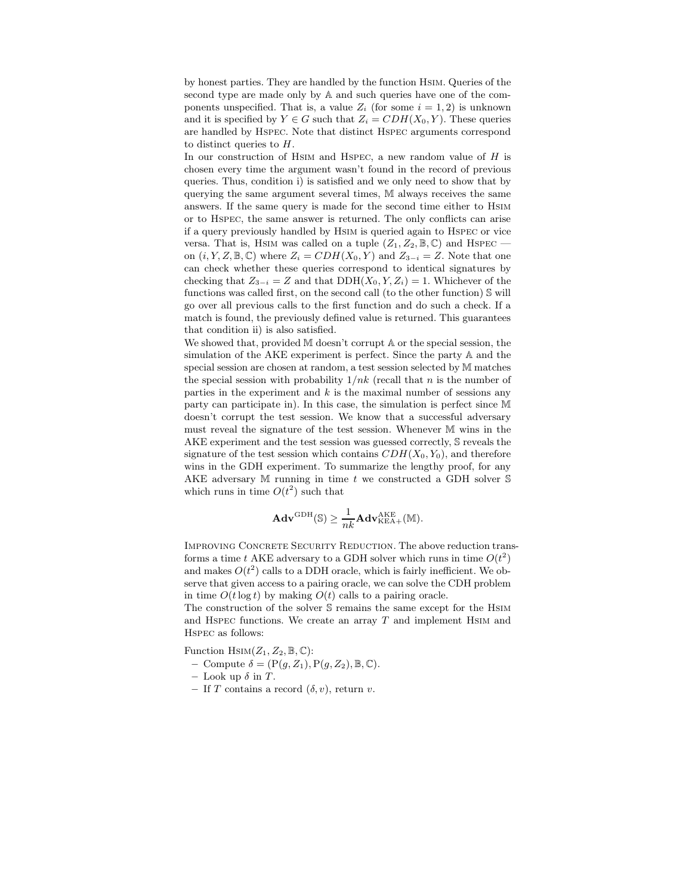by honest parties. They are handled by the function HSIM. Queries of the second type are made only by $\mathbb{A}$ and such queries have one of the components unspecified. That is, a value $Z_i$ (for some $i = 1, 2$) is unknown and it is specified by $Y \in G$ such that $Z_i = CDH(X_0, Y)$. These queries are handled by HSPEC. Note that distinct HSPEC arguments correspond to distinct queries to $H$.

In our construction of HSIM and HSPEC, a new random value of $H$ is chosen every time the argument wasn't found in the record of previous queries. Thus, condition i) is satisfied and we only need to show that by querying the same argument several times, $\mathbb{M}$ always receives the same answers. If the same query is made for the second time either to HSIM or to HSPEC, the same answer is returned. The only conflicts can arise if a query previously handled by HSIM is queried again to HSPEC or vice versa. That is, HSIM was called on a tuple $(Z_1, Z_2, \mathbb{B}, \mathbb{C})$ and HSPEC — on $(i, Y, Z, \mathbb{B}, \mathbb{C})$ where $Z_i = CDH(X_0, Y)$ and $Z_{3-i} = Z$. Note that one can check whether these queries correspond to identical signatures by checking that $Z_{3-i} = Z$ and that $\mathrm{DDH}(X_0, Y, Z_i) = 1$. Whichever of the functions was called first, on the second call (to the other function) $\mathbb{S}$ will go over all previous calls to the first function and do such a check. If a match is found, the previously defined value is returned. This guarantees that condition ii) is also satisfied.

We showed that, provided $\mathbb{M}$ doesn't corrupt $\mathbb{A}$ or the special session, the simulation of the AKE experiment is perfect. Since the party $\mathbb{A}$ and the special session are chosen at random, a test session selected by $\mathbb{M}$ matches the special session with probability $1/nk$ (recall that $n$ is the number of parties in the experiment and $k$ is the maximal number of sessions any party can participate in). In this case, the simulation is perfect since $\mathbb{M}$ doesn't corrupt the test session. We know that a successful adversary must reveal the signature of the test session. Whenever $\mathbb{M}$ wins in the AKE experiment and the test session was guessed correctly, $\mathbb{S}$ reveals the signature of the test session which contains $CDH(X_0, Y_0)$, and therefore wins in the GDH experiment. To summarize the lengthy proof, for any AKE adversary $\mathbb{M}$ running in time $t$ we constructed a GDH solver $\mathbb{S}$ which runs in time $O(t^2)$ such that

$$\mathbf{Adv}^{\mathrm{GDH}}(\mathbb{S}) \geq \frac{1}{nk}\mathbf{Adv}^{\mathrm{AKE}}_{\mathrm{KEA+}}(\mathbb{M}).$$

IMPROVING CONCRETE SECURITY REDUCTION. The above reduction transforms a time $t$ AKE adversary to a GDH solver which runs in time $O(t^2)$ and makes $O(t^2)$ calls to a DDH oracle, which is fairly inefficient. We observe that given access to a pairing oracle, we can solve the CDH problem in time $O(t \log t)$ by making $O(t)$ calls to a pairing oracle.

The construction of the solver $\mathbb{S}$ remains the same except for the HSIM and HSPEC functions. We create an array $T$ and implement HSIM and HSPEC as follows:

Function HSIM$(Z_1, Z_2, \mathbb{B}, \mathbb{C})$:

- Compute $\delta = (\mathrm{P}(g, Z_1), \mathrm{P}(g, Z_2), \mathbb{B}, \mathbb{C})$.
- Look up $\delta$ in $T$.
- If $T$ contains a record $(\delta, v)$, return $v$.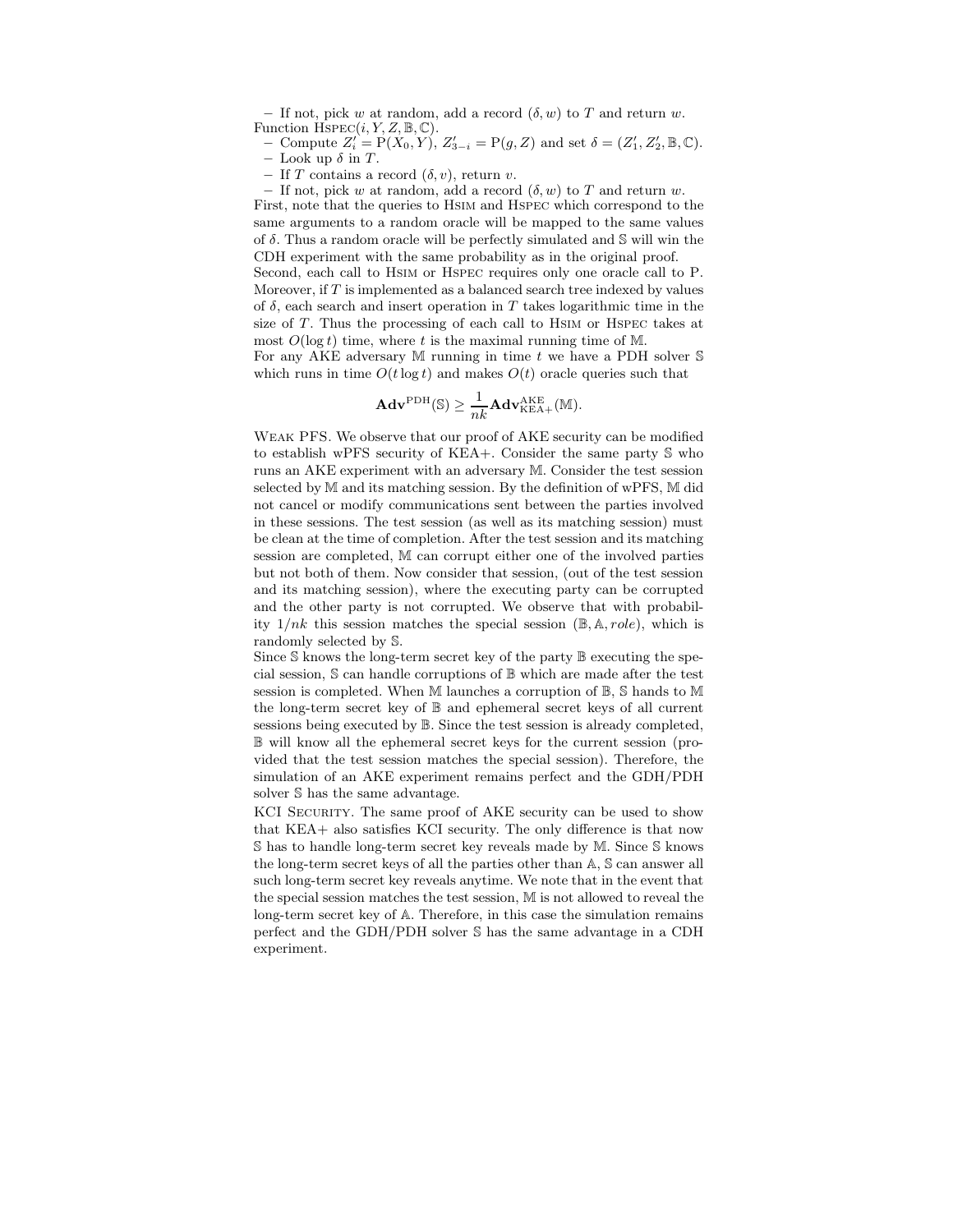– If not, pick $w$ at random, add a record $(\delta, w)$ to $T$ and return $w$.

Function $\text{HSPEC}(i, Y, Z, \mathbb{B}, \mathbb{C})$.

– Compute $Z'_i = \mathrm{P}(X_0, Y)$, $Z'_{3-i} = \mathrm{P}(g, Z)$ and set $\delta = (Z'_1, Z'_2, \mathbb{B}, \mathbb{C})$.
– Look up $\delta$ in $T$.
– If $T$ contains a record $(\delta, v)$, return $v$.
– If not, pick $w$ at random, add a record $(\delta, w)$ to $T$ and return $w$.

First, note that the queries to HSIM and HSPEC which correspond to the same arguments to a random oracle will be mapped to the same values of $\delta$. Thus a random oracle will be perfectly simulated and $\mathbb{S}$ will win the CDH experiment with the same probability as in the original proof.

Second, each call to HSIM or HSPEC requires only one oracle call to P. Moreover, if $T$ is implemented as a balanced search tree indexed by values of $\delta$, each search and insert operation in $T$ takes logarithmic time in the size of $T$. Thus the processing of each call to HSIM or HSPEC takes at most $O(\log t)$ time, where $t$ is the maximal running time of $\mathbb{M}$.

For any AKE adversary $\mathbb{M}$ running in time $t$ we have a PDH solver $\mathbb{S}$ which runs in time $O(t \log t)$ and makes $O(t)$ oracle queries such that

$$\mathbf{Adv}^{\mathrm{PDH}}(\mathbb{S}) \geq \frac{1}{nk} \mathbf{Adv}^{\mathrm{AKE}}_{\mathrm{KEA+}}(\mathbb{M}).$$

WEAK PFS. We observe that our proof of AKE security can be modified to establish wPFS security of KEA+. Consider the same party $\mathbb{S}$ who runs an AKE experiment with an adversary $\mathbb{M}$. Consider the test session selected by $\mathbb{M}$ and its matching session. By the definition of wPFS, $\mathbb{M}$ did not cancel or modify communications sent between the parties involved in these sessions. The test session (as well as its matching session) must be clean at the time of completion. After the test session and its matching session are completed, $\mathbb{M}$ can corrupt either one of the involved parties but not both of them. Now consider that session, (out of the test session and its matching session), where the executing party can be corrupted and the other party is not corrupted. We observe that with probability $1/nk$ this session matches the special session $(\mathbb{B}, \mathbb{A}, role)$, which is randomly selected by $\mathbb{S}$.

Since $\mathbb{S}$ knows the long-term secret key of the party $\mathbb{B}$ executing the special session, $\mathbb{S}$ can handle corruptions of $\mathbb{B}$ which are made after the test session is completed. When $\mathbb{M}$ launches a corruption of $\mathbb{B}$, $\mathbb{S}$ hands to $\mathbb{M}$ the long-term secret key of $\mathbb{B}$ and ephemeral secret keys of all current sessions being executed by $\mathbb{B}$. Since the test session is already completed, $\mathbb{B}$ will know all the ephemeral secret keys for the current session (provided that the test session matches the special session). Therefore, the simulation of an AKE experiment remains perfect and the GDH/PDH solver $\mathbb{S}$ has the same advantage.

KCI SECURITY. The same proof of AKE security can be used to show that KEA+ also satisfies KCI security. The only difference is that now $\mathbb{S}$ has to handle long-term secret key reveals made by $\mathbb{M}$. Since $\mathbb{S}$ knows the long-term secret keys of all the parties other than $\mathbb{A}$, $\mathbb{S}$ can answer all such long-term secret key reveals anytime. We note that in the event that the special session matches the test session, $\mathbb{M}$ is not allowed to reveal the long-term secret key of $\mathbb{A}$. Therefore, in this case the simulation remains perfect and the GDH/PDH solver $\mathbb{S}$ has the same advantage in a CDH experiment.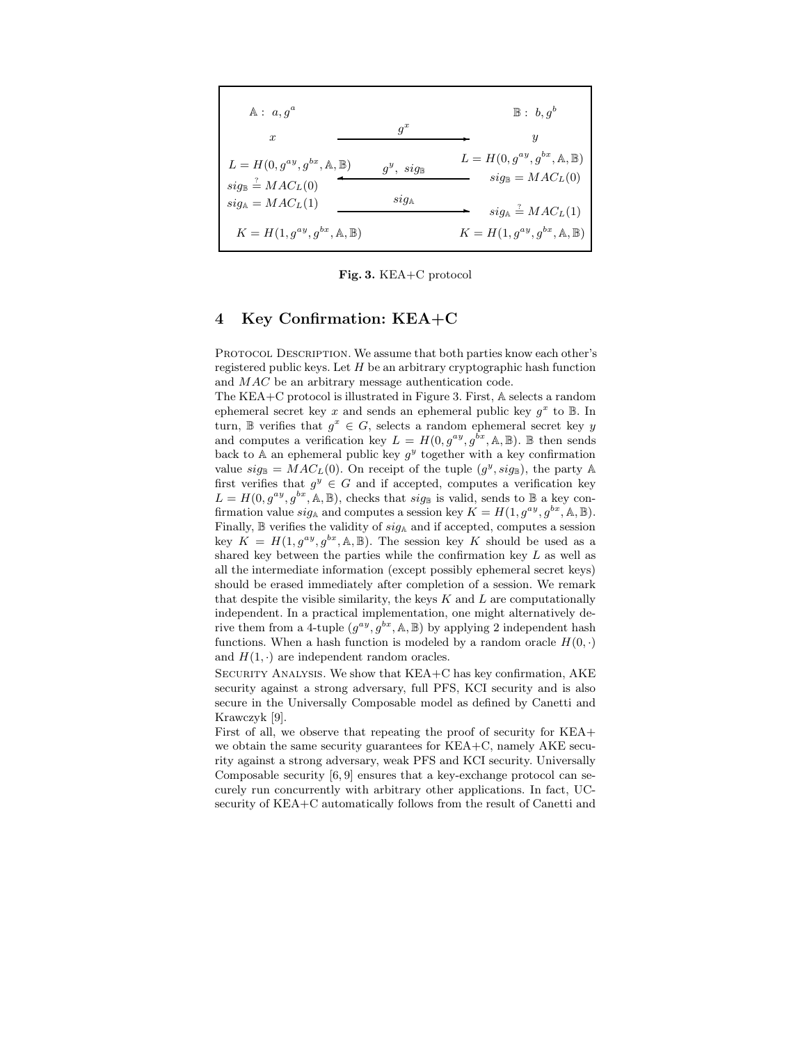| $\mathbb{A}: a, g^a$ | | $\mathbb{B}: b, g^b$ |
|---|---|---|
| $x$ | $\xrightarrow{g^x}$ | $y$ |
| $L = H(0, g^{ay}, g^{bx}, \mathbb{A}, \mathbb{B})$ | $\xleftarrow{g^y,\ sig_{\mathbb{B}}}$ | $L = H(0, g^{ay}, g^{bx}, \mathbb{A}, \mathbb{B})$ |
| $sig_{\mathbb{B}} \stackrel{?}{=} MAC_L(0)$ | | $sig_{\mathbb{B}} = MAC_L(0)$ |
| $sig_{\mathbb{A}} = MAC_L(1)$ | $\xrightarrow{sig_{\mathbb{A}}}$ | $sig_{\mathbb{A}} \stackrel{?}{=} MAC_L(1)$ |
| $K = H(1, g^{ay}, g^{bx}, \mathbb{A}, \mathbb{B})$ | | $K = H(1, g^{ay}, g^{bx}, \mathbb{A}, \mathbb{B})$ |

**Fig. 3.** KEA+C protocol

## 4 Key Confirmation: KEA+C

Protocol Description. We assume that both parties know each other's registered public keys. Let $H$ be an arbitrary cryptographic hash function and $MAC$ be an arbitrary message authentication code.

The KEA+C protocol is illustrated in Figure 3. First, $\mathbb{A}$ selects a random ephemeral secret key $x$ and sends an ephemeral public key $g^x$ to $\mathbb{B}$. In turn, $\mathbb{B}$ verifies that $g^x \in G$, selects a random ephemeral secret key $y$ and computes a verification key $L = H(0, g^{ay}, g^{bx}, \mathbb{A}, \mathbb{B})$. $\mathbb{B}$ then sends back to $\mathbb{A}$ an ephemeral public key $g^y$ together with a key confirmation value $sig_{\mathbb{B}} = MAC_L(0)$. On receipt of the tuple $(g^y, sig_{\mathbb{B}})$, the party $\mathbb{A}$ first verifies that $g^y \in G$ and if accepted, computes a verification key $L = H(0, g^{ay}, g^{bx}, \mathbb{A}, \mathbb{B})$, checks that $sig_{\mathbb{B}}$ is valid, sends to $\mathbb{B}$ a key confirmation value $sig_{\mathbb{A}}$ and computes a session key $K = H(1, g^{ay}, g^{bx}, \mathbb{A}, \mathbb{B})$. Finally, $\mathbb{B}$ verifies the validity of $sig_{\mathbb{A}}$ and if accepted, computes a session key $K = H(1, g^{ay}, g^{bx}, \mathbb{A}, \mathbb{B})$. The session key $K$ should be used as a shared key between the parties while the confirmation key $L$ as well as all the intermediate information (except possibly ephemeral secret keys) should be erased immediately after completion of a session. We remark that despite the visible similarity, the keys $K$ and $L$ are computationally independent. In a practical implementation, one might alternatively derive them from a 4-tuple $(g^{ay}, g^{bx}, \mathbb{A}, \mathbb{B})$ by applying 2 independent hash functions. When a hash function is modeled by a random oracle $H(0, \cdot)$ and $H(1, \cdot)$ are independent random oracles.

Security Analysis. We show that KEA+C has key confirmation, AKE security against a strong adversary, full PFS, KCI security and is also secure in the Universally Composable model as defined by Canetti and Krawczyk [9].

First of all, we observe that repeating the proof of security for KEA+ we obtain the same security guarantees for KEA+C, namely AKE security against a strong adversary, weak PFS and KCI security. Universally Composable security [6, 9] ensures that a key-exchange protocol can securely run concurrently with arbitrary other applications. In fact, UC-security of KEA+C automatically follows from the result of Canetti and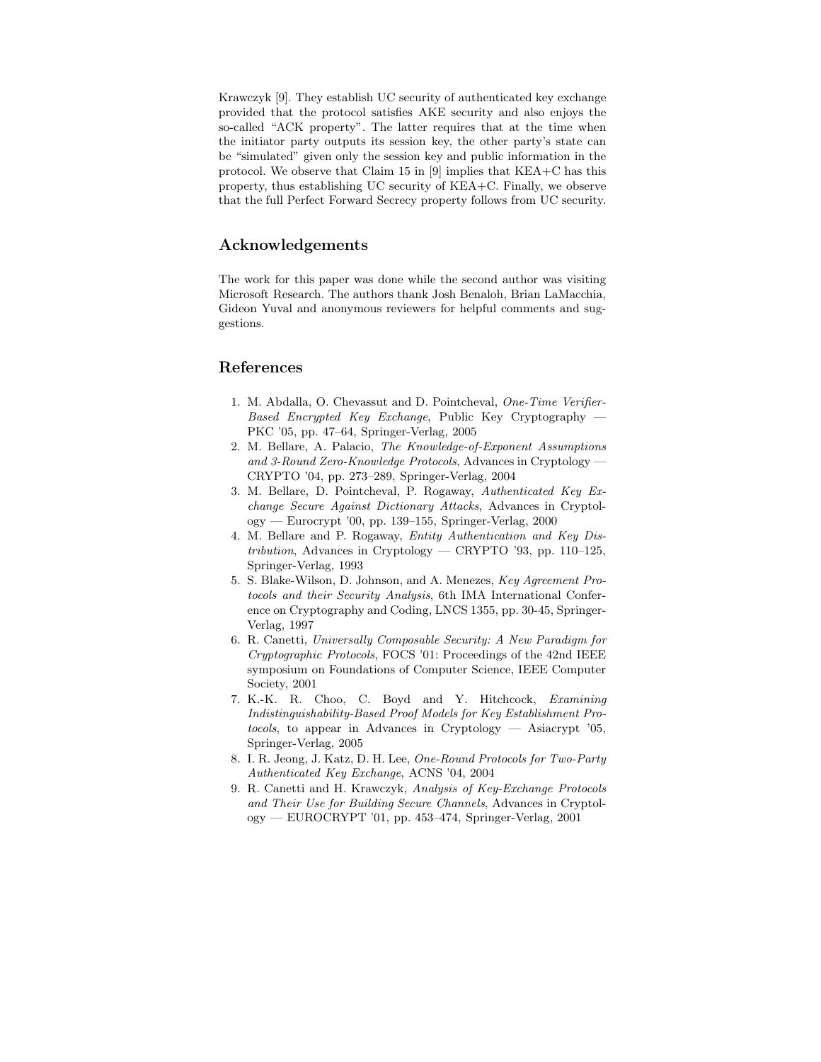Krawczyk [9]. They establish UC security of authenticated key exchange provided that the protocol satisfies AKE security and also enjoys the so-called "ACK property". The latter requires that at the time when the initiator party outputs its session key, the other party's state can be "simulated" given only the session key and public information in the protocol. We observe that Claim 15 in [9] implies that KEA+C has this property, thus establishing UC security of KEA+C. Finally, we observe that the full Perfect Forward Secrecy property follows from UC security.

## Acknowledgements

The work for this paper was done while the second author was visiting Microsoft Research. The authors thank Josh Benaloh, Brian LaMacchia, Gideon Yuval and anonymous reviewers for helpful comments and suggestions.

## References

1. M. Abdalla, O. Chevassut and D. Pointcheval, *One-Time Verifier-Based Encrypted Key Exchange*, Public Key Cryptography — PKC '05, pp. 47–64, Springer-Verlag, 2005
2. M. Bellare, A. Palacio, *The Knowledge-of-Exponent Assumptions and 3-Round Zero-Knowledge Protocols*, Advances in Cryptology — CRYPTO '04, pp. 273–289, Springer-Verlag, 2004
3. M. Bellare, D. Pointcheval, P. Rogaway, *Authenticated Key Exchange Secure Against Dictionary Attacks*, Advances in Cryptology — Eurocrypt '00, pp. 139–155, Springer-Verlag, 2000
4. M. Bellare and P. Rogaway, *Entity Authentication and Key Distribution*, Advances in Cryptology — CRYPTO '93, pp. 110–125, Springer-Verlag, 1993
5. S. Blake-Wilson, D. Johnson, and A. Menezes, *Key Agreement Protocols and their Security Analysis*, 6th IMA International Conference on Cryptography and Coding, LNCS 1355, pp. 30-45, Springer-Verlag, 1997
6. R. Canetti, *Universally Composable Security: A New Paradigm for Cryptographic Protocols*, FOCS '01: Proceedings of the 42nd IEEE symposium on Foundations of Computer Science, IEEE Computer Society, 2001
7. K.-K. R. Choo, C. Boyd and Y. Hitchcock, *Examining Indistinguishability-Based Proof Models for Key Establishment Protocols*, to appear in Advances in Cryptology — Asiacrypt '05, Springer-Verlag, 2005
8. I. R. Jeong, J. Katz, D. H. Lee, *One-Round Protocols for Two-Party Authenticated Key Exchange*, ACNS '04, 2004
9. R. Canetti and H. Krawczyk, *Analysis of Key-Exchange Protocols and Their Use for Building Secure Channels*, Advances in Cryptology — EUROCRYPT '01, pp. 453–474, Springer-Verlag, 2001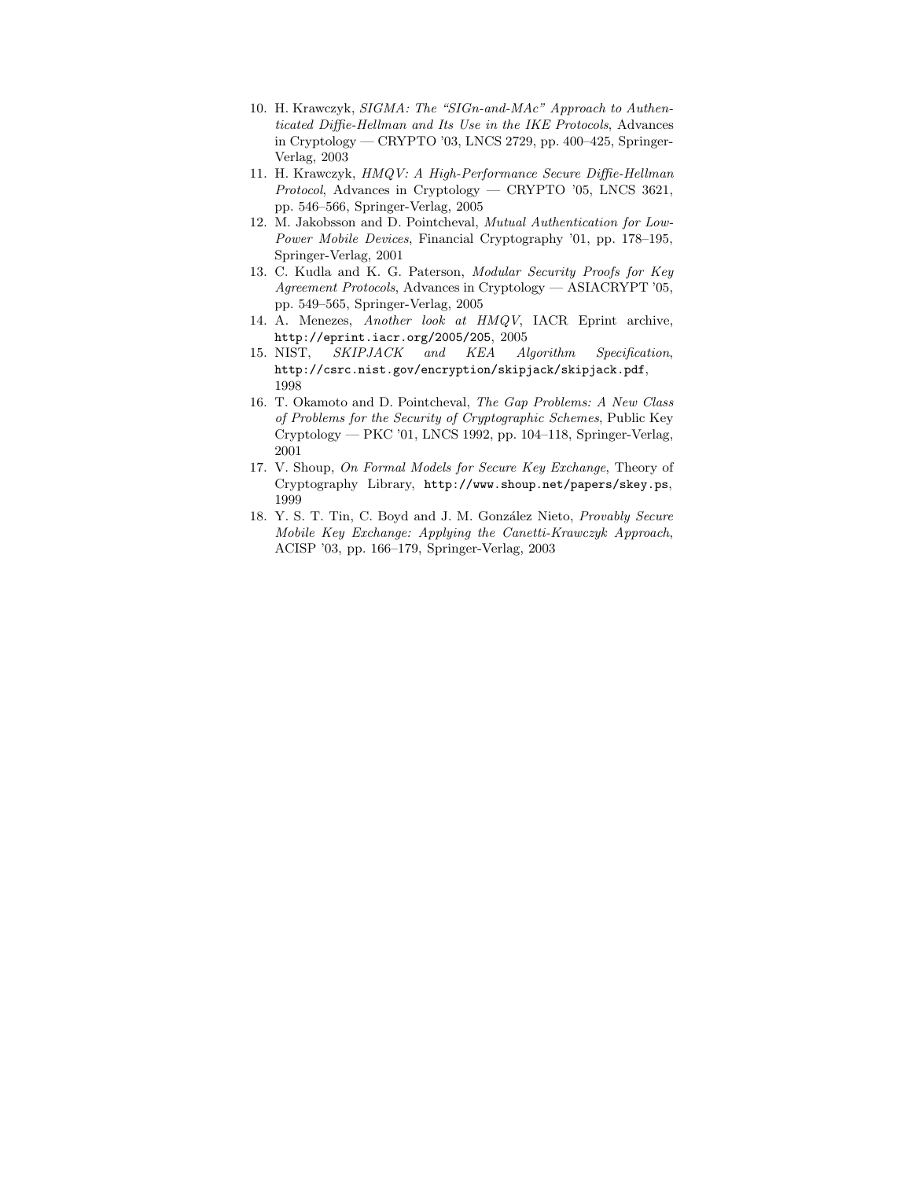10. H. Krawczyk, *SIGMA: The "SIGn-and-MAc" Approach to Authenticated Diffie-Hellman and Its Use in the IKE Protocols*, Advances in Cryptology — CRYPTO '03, LNCS 2729, pp. 400–425, Springer-Verlag, 2003
11. H. Krawczyk, *HMQV: A High-Performance Secure Diffie-Hellman Protocol*, Advances in Cryptology — CRYPTO '05, LNCS 3621, pp. 546–566, Springer-Verlag, 2005
12. M. Jakobsson and D. Pointcheval, *Mutual Authentication for Low-Power Mobile Devices*, Financial Cryptography '01, pp. 178–195, Springer-Verlag, 2001
13. C. Kudla and K. G. Paterson, *Modular Security Proofs for Key Agreement Protocols*, Advances in Cryptology — ASIACRYPT '05, pp. 549–565, Springer-Verlag, 2005
14. A. Menezes, *Another look at HMQV*, IACR Eprint archive, `http://eprint.iacr.org/2005/205`, 2005
15. NIST, *SKIPJACK and KEA Algorithm Specification*, `http://csrc.nist.gov/encryption/skipjack/skipjack.pdf`, 1998
16. T. Okamoto and D. Pointcheval, *The Gap Problems: A New Class of Problems for the Security of Cryptographic Schemes*, Public Key Cryptology — PKC '01, LNCS 1992, pp. 104–118, Springer-Verlag, 2001
17. V. Shoup, *On Formal Models for Secure Key Exchange*, Theory of Cryptography Library, `http://www.shoup.net/papers/skey.ps`, 1999
18. Y. S. T. Tin, C. Boyd and J. M. González Nieto, *Provably Secure Mobile Key Exchange: Applying the Canetti-Krawczyk Approach*, ACISP '03, pp. 166–179, Springer-Verlag, 2003